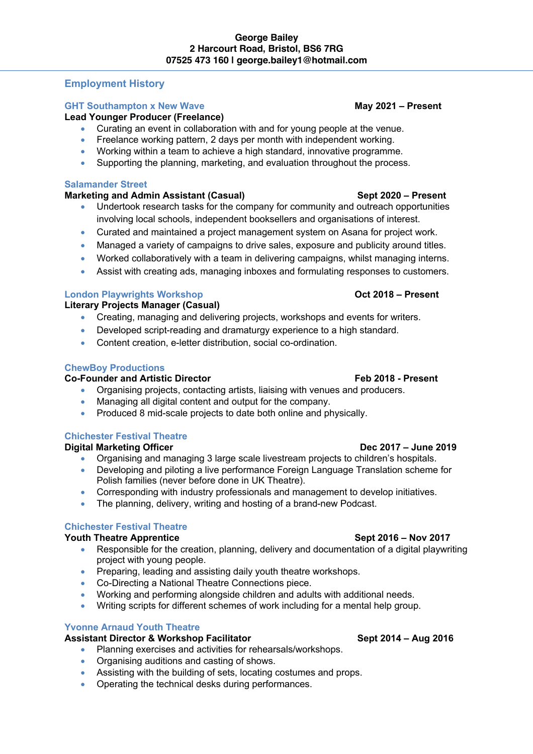**George Bailey**
**2 Harcourt Road, Bristol, BS6 7RG**
**07525 473 160 l george.bailey1@hotmail.com**

## Employment History

### GHT Southampton x New Wave — May 2021 – Present

**Lead Younger Producer (Freelance)**

- Curating an event in collaboration with and for young people at the venue.
- Freelance working pattern, 2 days per month with independent working.
- Working within a team to achieve a high standard, innovative programme.
- Supporting the planning, marketing, and evaluation throughout the process.

### Salamander Street

**Marketing and Admin Assistant (Casual)** — **Sept 2020 – Present**

- Undertook research tasks for the company for community and outreach opportunities involving local schools, independent booksellers and organisations of interest.
- Curated and maintained a project management system on Asana for project work.
- Managed a variety of campaigns to drive sales, exposure and publicity around titles.
- Worked collaboratively with a team in delivering campaigns, whilst managing interns.
- Assist with creating ads, managing inboxes and formulating responses to customers.

### London Playwrights Workshop — Oct 2018 – Present

**Literary Projects Manager (Casual)**

- Creating, managing and delivering projects, workshops and events for writers.
- Developed script-reading and dramaturgy experience to a high standard.
- Content creation, e-letter distribution, social co-ordination.

### ChewBoy Productions

**Co-Founder and Artistic Director** — **Feb 2018 - Present**

- Organising projects, contacting artists, liaising with venues and producers.
- Managing all digital content and output for the company.
- Produced 8 mid-scale projects to date both online and physically.

### Chichester Festival Theatre

**Digital Marketing Officer** — **Dec 2017 – June 2019**

- Organising and managing 3 large scale livestream projects to children's hospitals.
- Developing and piloting a live performance Foreign Language Translation scheme for Polish families (never before done in UK Theatre).
- Corresponding with industry professionals and management to develop initiatives.
- The planning, delivery, writing and hosting of a brand-new Podcast.

### Chichester Festival Theatre

**Youth Theatre Apprentice** — **Sept 2016 – Nov 2017**

- Responsible for the creation, planning, delivery and documentation of a digital playwriting project with young people.
- Preparing, leading and assisting daily youth theatre workshops.
- Co-Directing a National Theatre Connections piece.
- Working and performing alongside children and adults with additional needs.
- Writing scripts for different schemes of work including for a mental help group.

### Yvonne Arnaud Youth Theatre

**Assistant Director & Workshop Facilitator** — **Sept 2014 – Aug 2016**

- Planning exercises and activities for rehearsals/workshops.
- Organising auditions and casting of shows.
- Assisting with the building of sets, locating costumes and props.
- Operating the technical desks during performances.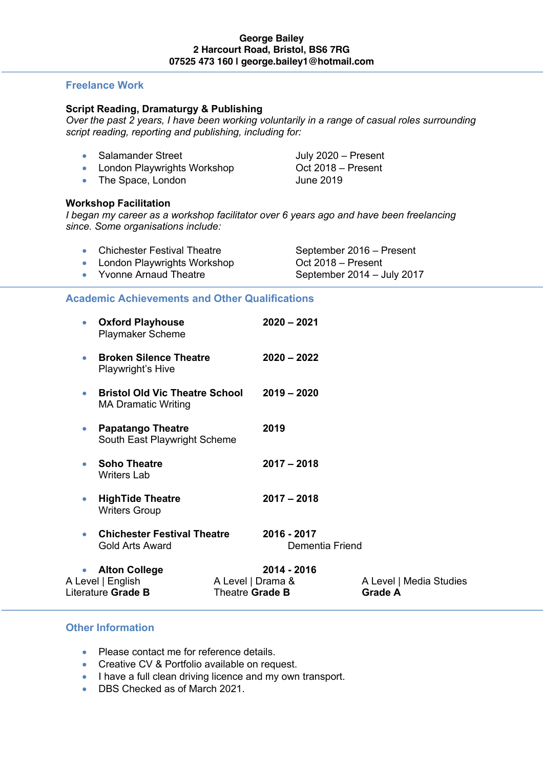**George Bailey**
**2 Harcourt Road, Bristol, BS6 7RG**
**07525 473 160 I george.bailey1@hotmail.com**

## Freelance Work

**Script Reading, Dramaturgy & Publishing**
*Over the past 2 years, I have been working voluntarily in a range of casual roles surrounding script reading, reporting and publishing, including for:*

- Salamander Street — July 2020 – Present
- London Playwrights Workshop — Oct 2018 – Present
- The Space, London — June 2019

**Workshop Facilitation**
*I began my career as a workshop facilitator over 6 years ago and have been freelancing since. Some organisations include:*

- Chichester Festival Theatre — September 2016 – Present
- London Playwrights Workshop — Oct 2018 – Present
- Yvonne Arnaud Theatre — September 2014 – July 2017

## Academic Achievements and Other Qualifications

- **Oxford Playhouse** — **2020 – 2021**
  Playmaker Scheme
- **Broken Silence Theatre** — **2020 – 2022**
  Playwright's Hive
- **Bristol Old Vic Theatre School** — **2019 – 2020**
  MA Dramatic Writing
- **Papatango Theatre** — **2019**
  South East Playwright Scheme
- **Soho Theatre** — **2017 – 2018**
  Writers Lab
- **HighTide Theatre** — **2017 – 2018**
  Writers Group
- **Chichester Festival Theatre** — **2016 - 2017**
  Gold Arts Award
  Dementia Friend
- **Alton College** — **2014 - 2016**
  A Level | English Literature **Grade B**
  A Level | Drama & Theatre **Grade B**
  A Level | Media Studies **Grade A**

## Other Information

- Please contact me for reference details.
- Creative CV & Portfolio available on request.
- I have a full clean driving licence and my own transport.
- DBS Checked as of March 2021.